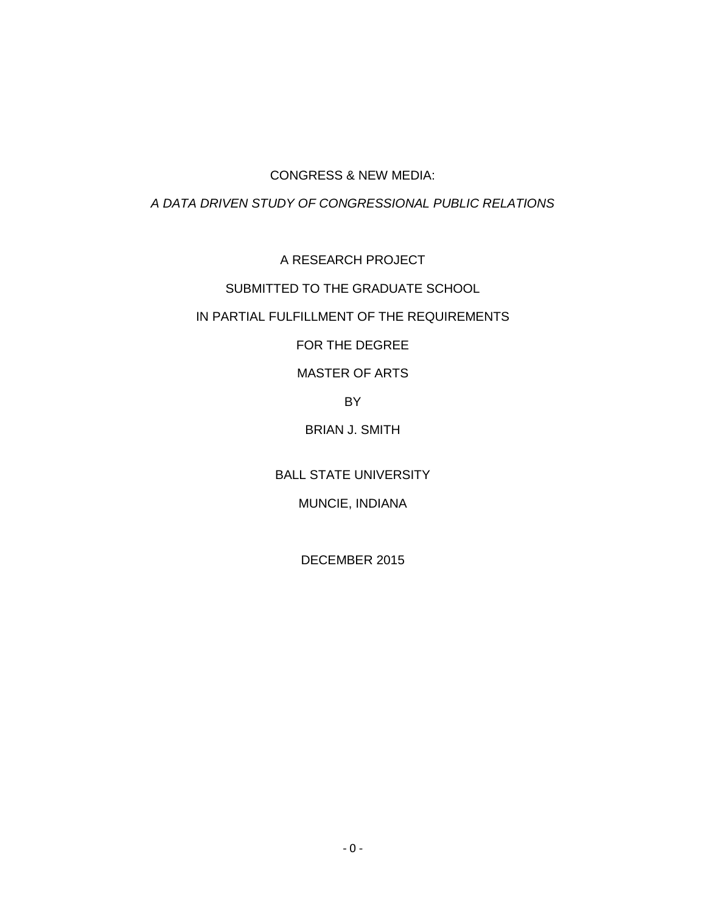# CONGRESS & NEW MEDIA:

## *A DATA DRIVEN STUDY OF CONGRESSIONAL PUBLIC RELATIONS*

A RESEARCH PROJECT

SUBMITTED TO THE GRADUATE SCHOOL

IN PARTIAL FULFILLMENT OF THE REQUIREMENTS

FOR THE DEGREE

MASTER OF ARTS

BY

BRIAN J. SMITH

BALL STATE UNIVERSITY

MUNCIE, INDIANA

DECEMBER 2015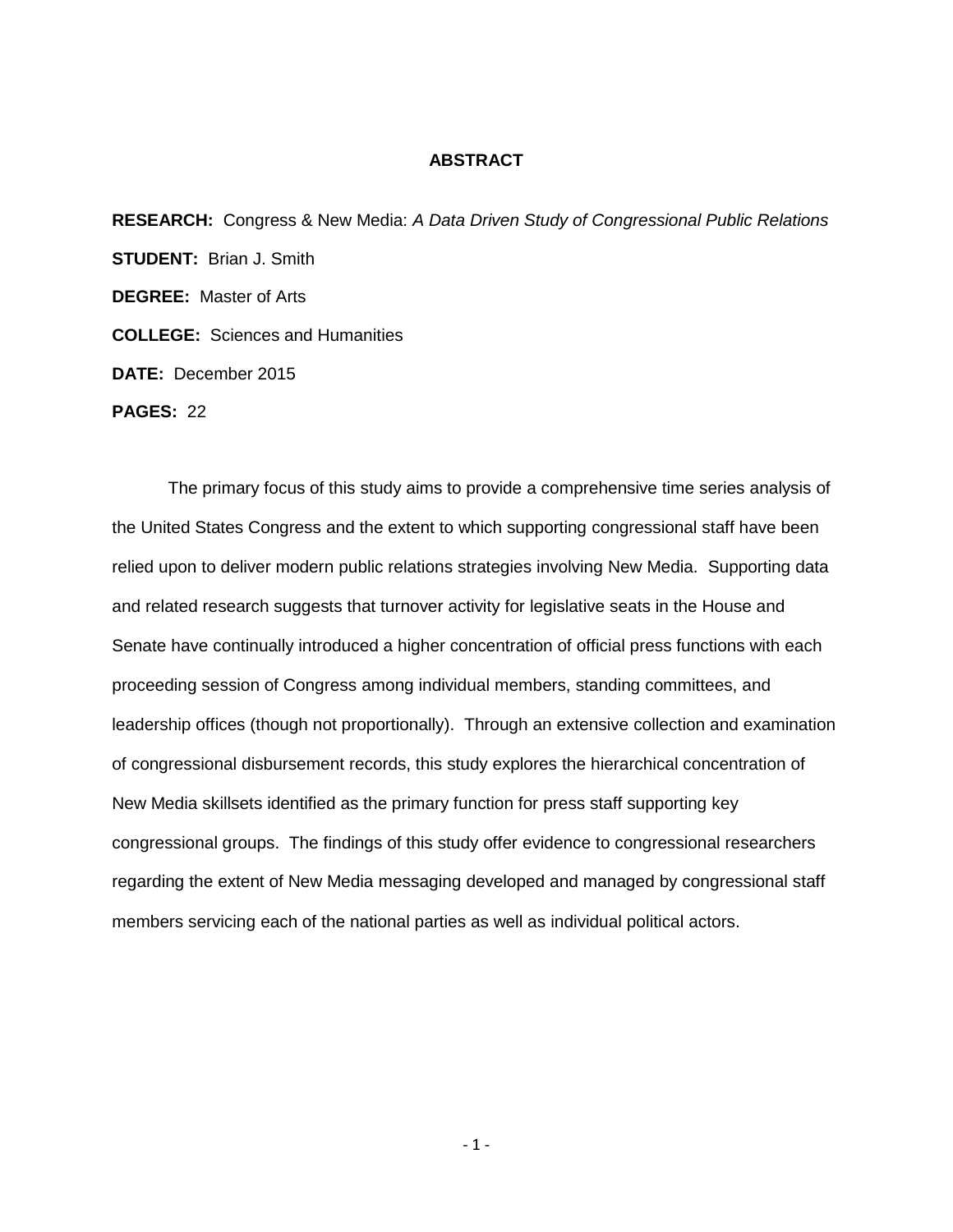# ABSTRACT

**RESEARCH:** Congress & New Media: *A Data Driven Study of Congressional Public Relations*

**STUDENT:** Brian J. Smith

**DEGREE:** Master of Arts

**COLLEGE:** Sciences and Humanities

**DATE:** December 2015

**PAGES:** 22

The primary focus of this study aims to provide a comprehensive time series analysis of the United States Congress and the extent to which supporting congressional staff have been relied upon to deliver modern public relations strategies involving New Media. Supporting data and related research suggests that turnover activity for legislative seats in the House and Senate have continually introduced a higher concentration of official press functions with each proceeding session of Congress among individual members, standing committees, and leadership offices (though not proportionally). Through an extensive collection and examination of congressional disbursement records, this study explores the hierarchical concentration of New Media skillsets identified as the primary function for press staff supporting key congressional groups. The findings of this study offer evidence to congressional researchers regarding the extent of New Media messaging developed and managed by congressional staff members servicing each of the national parties as well as individual political actors.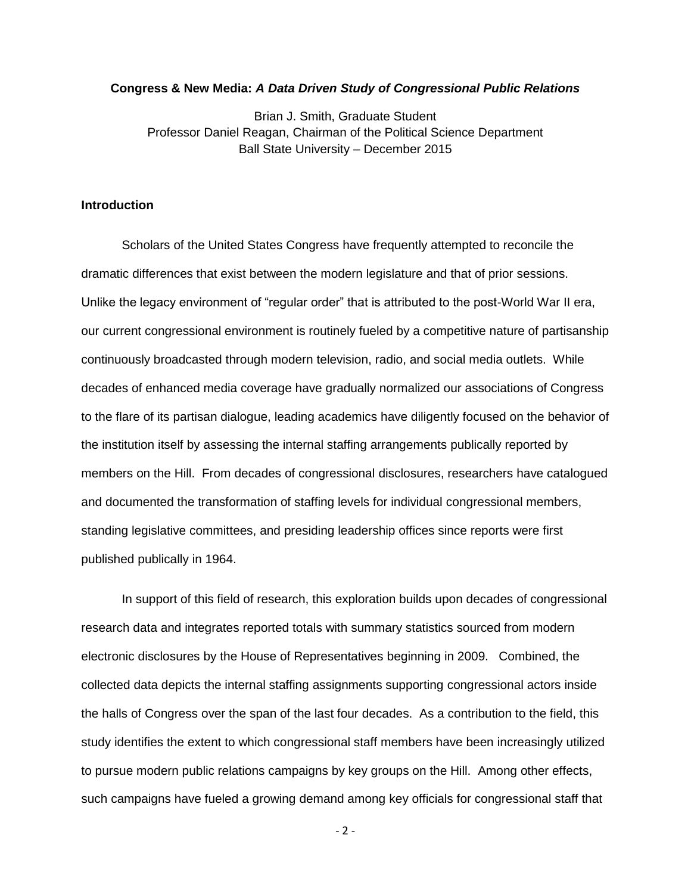**Congress & New Media:** ***A Data Driven Study of Congressional Public Relations***

Brian J. Smith, Graduate Student
Professor Daniel Reagan, Chairman of the Political Science Department
Ball State University – December 2015

## Introduction

Scholars of the United States Congress have frequently attempted to reconcile the dramatic differences that exist between the modern legislature and that of prior sessions. Unlike the legacy environment of "regular order" that is attributed to the post-World War II era, our current congressional environment is routinely fueled by a competitive nature of partisanship continuously broadcasted through modern television, radio, and social media outlets. While decades of enhanced media coverage have gradually normalized our associations of Congress to the flare of its partisan dialogue, leading academics have diligently focused on the behavior of the institution itself by assessing the internal staffing arrangements publically reported by members on the Hill. From decades of congressional disclosures, researchers have catalogued and documented the transformation of staffing levels for individual congressional members, standing legislative committees, and presiding leadership offices since reports were first published publically in 1964.

In support of this field of research, this exploration builds upon decades of congressional research data and integrates reported totals with summary statistics sourced from modern electronic disclosures by the House of Representatives beginning in 2009. Combined, the collected data depicts the internal staffing assignments supporting congressional actors inside the halls of Congress over the span of the last four decades. As a contribution to the field, this study identifies the extent to which congressional staff members have been increasingly utilized to pursue modern public relations campaigns by key groups on the Hill. Among other effects, such campaigns have fueled a growing demand among key officials for congressional staff that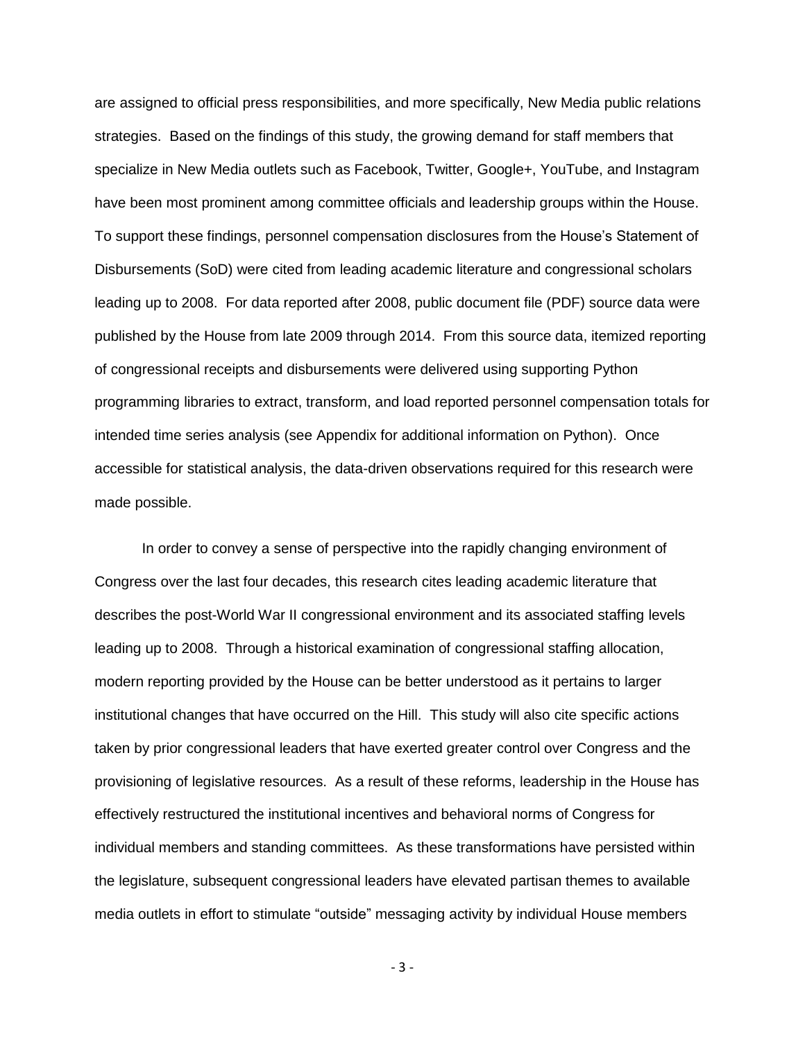are assigned to official press responsibilities, and more specifically, New Media public relations strategies. Based on the findings of this study, the growing demand for staff members that specialize in New Media outlets such as Facebook, Twitter, Google+, YouTube, and Instagram have been most prominent among committee officials and leadership groups within the House. To support these findings, personnel compensation disclosures from the House's Statement of Disbursements (SoD) were cited from leading academic literature and congressional scholars leading up to 2008. For data reported after 2008, public document file (PDF) source data were published by the House from late 2009 through 2014. From this source data, itemized reporting of congressional receipts and disbursements were delivered using supporting Python programming libraries to extract, transform, and load reported personnel compensation totals for intended time series analysis (see Appendix for additional information on Python). Once accessible for statistical analysis, the data-driven observations required for this research were made possible.

In order to convey a sense of perspective into the rapidly changing environment of Congress over the last four decades, this research cites leading academic literature that describes the post-World War II congressional environment and its associated staffing levels leading up to 2008. Through a historical examination of congressional staffing allocation, modern reporting provided by the House can be better understood as it pertains to larger institutional changes that have occurred on the Hill. This study will also cite specific actions taken by prior congressional leaders that have exerted greater control over Congress and the provisioning of legislative resources. As a result of these reforms, leadership in the House has effectively restructured the institutional incentives and behavioral norms of Congress for individual members and standing committees. As these transformations have persisted within the legislature, subsequent congressional leaders have elevated partisan themes to available media outlets in effort to stimulate "outside" messaging activity by individual House members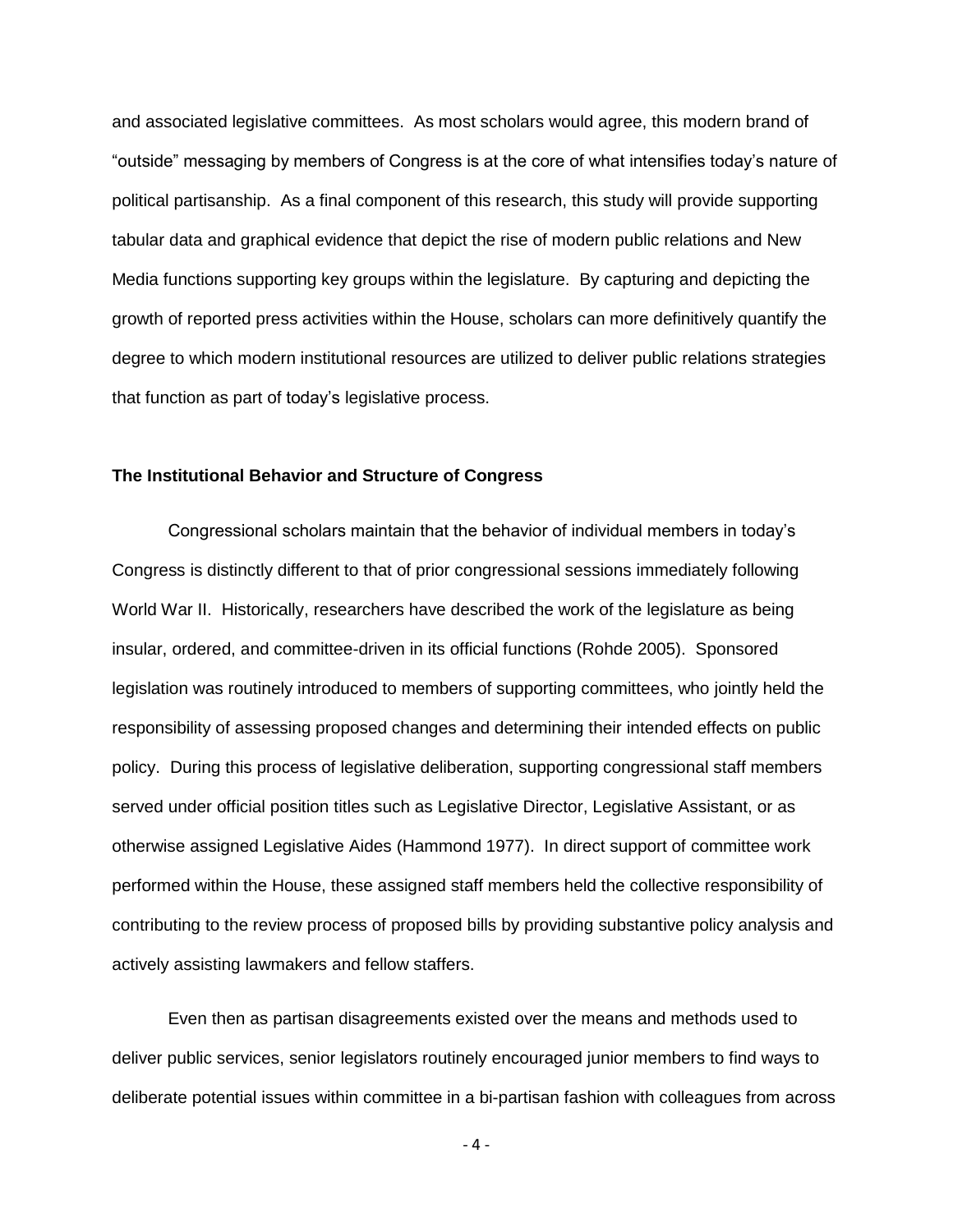and associated legislative committees. As most scholars would agree, this modern brand of "outside" messaging by members of Congress is at the core of what intensifies today's nature of political partisanship. As a final component of this research, this study will provide supporting tabular data and graphical evidence that depict the rise of modern public relations and New Media functions supporting key groups within the legislature. By capturing and depicting the growth of reported press activities within the House, scholars can more definitively quantify the degree to which modern institutional resources are utilized to deliver public relations strategies that function as part of today's legislative process.

**The Institutional Behavior and Structure of Congress**

Congressional scholars maintain that the behavior of individual members in today's Congress is distinctly different to that of prior congressional sessions immediately following World War II. Historically, researchers have described the work of the legislature as being insular, ordered, and committee-driven in its official functions (Rohde 2005). Sponsored legislation was routinely introduced to members of supporting committees, who jointly held the responsibility of assessing proposed changes and determining their intended effects on public policy. During this process of legislative deliberation, supporting congressional staff members served under official position titles such as Legislative Director, Legislative Assistant, or as otherwise assigned Legislative Aides (Hammond 1977). In direct support of committee work performed within the House, these assigned staff members held the collective responsibility of contributing to the review process of proposed bills by providing substantive policy analysis and actively assisting lawmakers and fellow staffers.

Even then as partisan disagreements existed over the means and methods used to deliver public services, senior legislators routinely encouraged junior members to find ways to deliberate potential issues within committee in a bi-partisan fashion with colleagues from across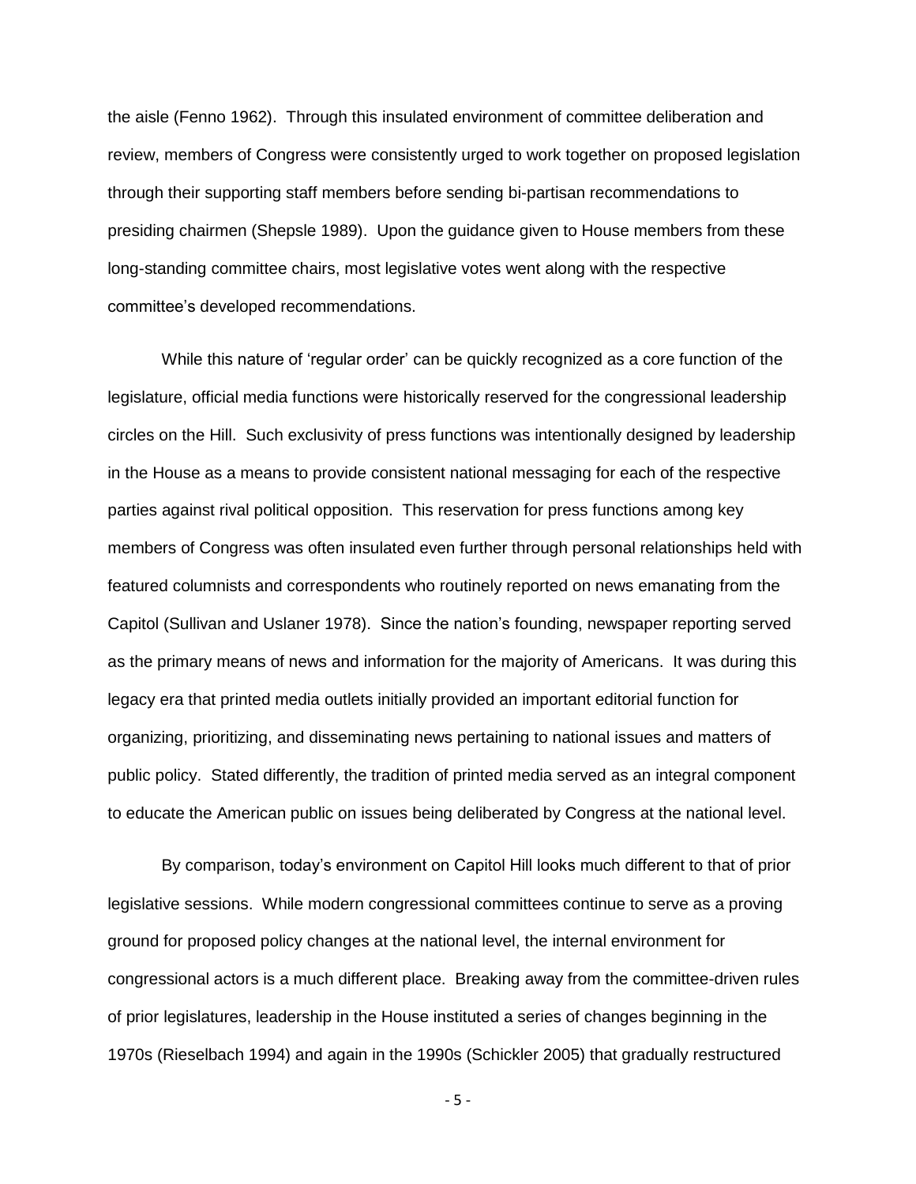the aisle (Fenno 1962). Through this insulated environment of committee deliberation and review, members of Congress were consistently urged to work together on proposed legislation through their supporting staff members before sending bi-partisan recommendations to presiding chairmen (Shepsle 1989). Upon the guidance given to House members from these long-standing committee chairs, most legislative votes went along with the respective committee's developed recommendations.

While this nature of 'regular order' can be quickly recognized as a core function of the legislature, official media functions were historically reserved for the congressional leadership circles on the Hill. Such exclusivity of press functions was intentionally designed by leadership in the House as a means to provide consistent national messaging for each of the respective parties against rival political opposition. This reservation for press functions among key members of Congress was often insulated even further through personal relationships held with featured columnists and correspondents who routinely reported on news emanating from the Capitol (Sullivan and Uslaner 1978). Since the nation's founding, newspaper reporting served as the primary means of news and information for the majority of Americans. It was during this legacy era that printed media outlets initially provided an important editorial function for organizing, prioritizing, and disseminating news pertaining to national issues and matters of public policy. Stated differently, the tradition of printed media served as an integral component to educate the American public on issues being deliberated by Congress at the national level.

By comparison, today's environment on Capitol Hill looks much different to that of prior legislative sessions. While modern congressional committees continue to serve as a proving ground for proposed policy changes at the national level, the internal environment for congressional actors is a much different place. Breaking away from the committee-driven rules of prior legislatures, leadership in the House instituted a series of changes beginning in the 1970s (Rieselbach 1994) and again in the 1990s (Schickler 2005) that gradually restructured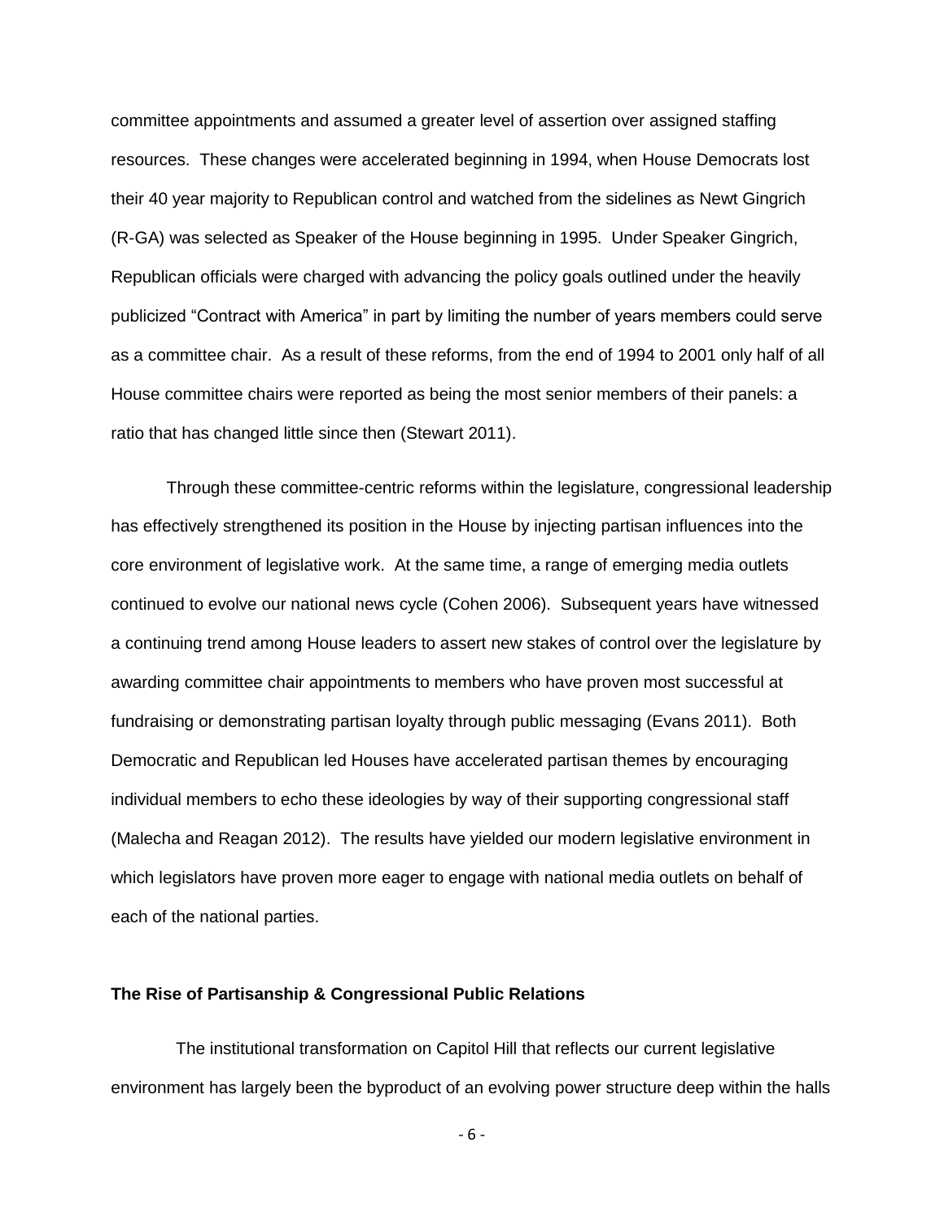committee appointments and assumed a greater level of assertion over assigned staffing resources. These changes were accelerated beginning in 1994, when House Democrats lost their 40 year majority to Republican control and watched from the sidelines as Newt Gingrich (R-GA) was selected as Speaker of the House beginning in 1995. Under Speaker Gingrich, Republican officials were charged with advancing the policy goals outlined under the heavily publicized "Contract with America" in part by limiting the number of years members could serve as a committee chair. As a result of these reforms, from the end of 1994 to 2001 only half of all House committee chairs were reported as being the most senior members of their panels: a ratio that has changed little since then (Stewart 2011).

Through these committee-centric reforms within the legislature, congressional leadership has effectively strengthened its position in the House by injecting partisan influences into the core environment of legislative work. At the same time, a range of emerging media outlets continued to evolve our national news cycle (Cohen 2006). Subsequent years have witnessed a continuing trend among House leaders to assert new stakes of control over the legislature by awarding committee chair appointments to members who have proven most successful at fundraising or demonstrating partisan loyalty through public messaging (Evans 2011). Both Democratic and Republican led Houses have accelerated partisan themes by encouraging individual members to echo these ideologies by way of their supporting congressional staff (Malecha and Reagan 2012). The results have yielded our modern legislative environment in which legislators have proven more eager to engage with national media outlets on behalf of each of the national parties.

### The Rise of Partisanship & Congressional Public Relations

The institutional transformation on Capitol Hill that reflects our current legislative environment has largely been the byproduct of an evolving power structure deep within the halls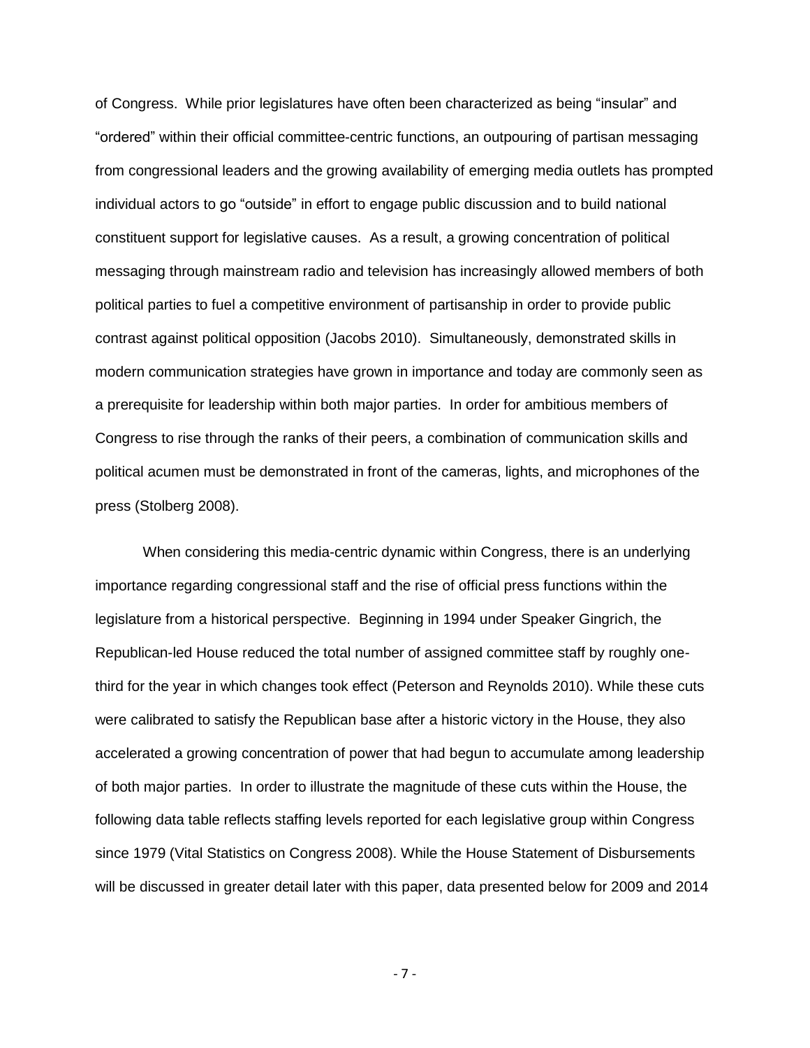of Congress. While prior legislatures have often been characterized as being "insular" and "ordered" within their official committee-centric functions, an outpouring of partisan messaging from congressional leaders and the growing availability of emerging media outlets has prompted individual actors to go "outside" in effort to engage public discussion and to build national constituent support for legislative causes. As a result, a growing concentration of political messaging through mainstream radio and television has increasingly allowed members of both political parties to fuel a competitive environment of partisanship in order to provide public contrast against political opposition (Jacobs 2010). Simultaneously, demonstrated skills in modern communication strategies have grown in importance and today are commonly seen as a prerequisite for leadership within both major parties. In order for ambitious members of Congress to rise through the ranks of their peers, a combination of communication skills and political acumen must be demonstrated in front of the cameras, lights, and microphones of the press (Stolberg 2008).

When considering this media-centric dynamic within Congress, there is an underlying importance regarding congressional staff and the rise of official press functions within the legislature from a historical perspective. Beginning in 1994 under Speaker Gingrich, the Republican-led House reduced the total number of assigned committee staff by roughly one-third for the year in which changes took effect (Peterson and Reynolds 2010). While these cuts were calibrated to satisfy the Republican base after a historic victory in the House, they also accelerated a growing concentration of power that had begun to accumulate among leadership of both major parties. In order to illustrate the magnitude of these cuts within the House, the following data table reflects staffing levels reported for each legislative group within Congress since 1979 (Vital Statistics on Congress 2008). While the House Statement of Disbursements will be discussed in greater detail later with this paper, data presented below for 2009 and 2014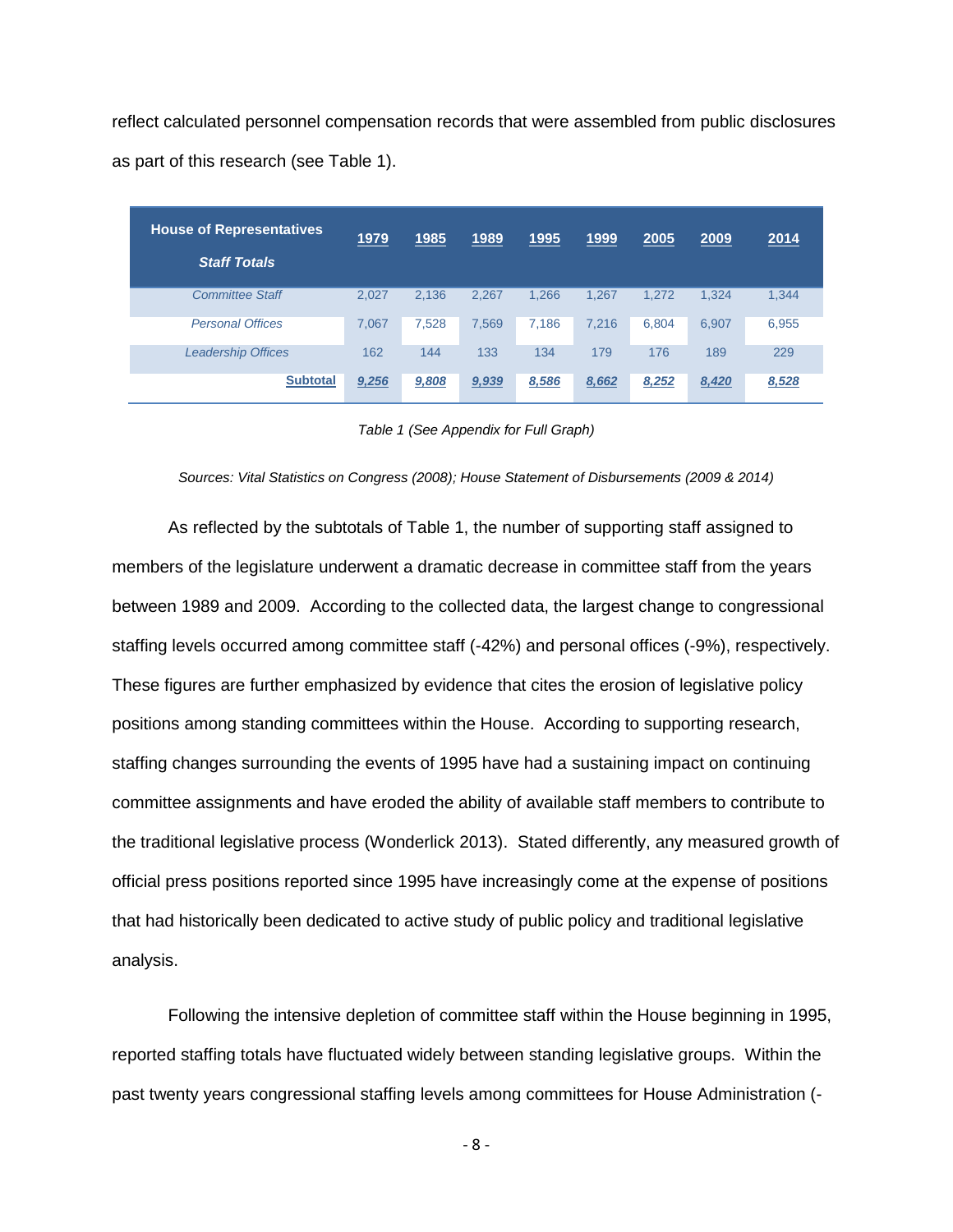reflect calculated personnel compensation records that were assembled from public disclosures as part of this research (see Table 1).

| **House of Representatives *Staff Totals*** | **1979** | **1985** | **1989** | **1995** | **1999** | **2005** | **2009** | **2014** |
|---|---|---|---|---|---|---|---|---|
| *Committee Staff* | 2,027 | 2,136 | 2,267 | 1,266 | 1,267 | 1,272 | 1,324 | 1,344 |
| *Personal Offices* | 7,067 | 7,528 | 7,569 | 7,186 | 7,216 | 6,804 | 6,907 | 6,955 |
| *Leadership Offices* | 162 | 144 | 133 | 134 | 179 | 176 | 189 | 229 |
| **Subtotal** | ***9,256*** | ***9,808*** | ***9,939*** | ***8,586*** | ***8,662*** | ***8,252*** | ***8,420*** | ***8,528*** |

*Table 1 (See Appendix for Full Graph)*

*Sources: Vital Statistics on Congress (2008); House Statement of Disbursements (2009 & 2014)*

As reflected by the subtotals of Table 1, the number of supporting staff assigned to members of the legislature underwent a dramatic decrease in committee staff from the years between 1989 and 2009. According to the collected data, the largest change to congressional staffing levels occurred among committee staff (-42%) and personal offices (-9%), respectively. These figures are further emphasized by evidence that cites the erosion of legislative policy positions among standing committees within the House. According to supporting research, staffing changes surrounding the events of 1995 have had a sustaining impact on continuing committee assignments and have eroded the ability of available staff members to contribute to the traditional legislative process (Wonderlick 2013). Stated differently, any measured growth of official press positions reported since 1995 have increasingly come at the expense of positions that had historically been dedicated to active study of public policy and traditional legislative analysis.

Following the intensive depletion of committee staff within the House beginning in 1995, reported staffing totals have fluctuated widely between standing legislative groups. Within the past twenty years congressional staffing levels among committees for House Administration (-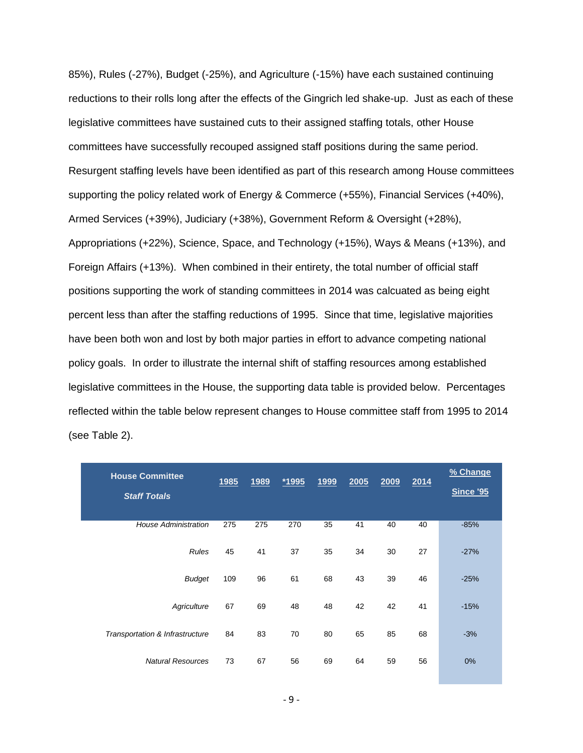85%), Rules (-27%), Budget (-25%), and Agriculture (-15%) have each sustained continuing reductions to their rolls long after the effects of the Gingrich led shake-up. Just as each of these legislative committees have sustained cuts to their assigned staffing totals, other House committees have successfully recouped assigned staff positions during the same period. Resurgent staffing levels have been identified as part of this research among House committees supporting the policy related work of Energy & Commerce (+55%), Financial Services (+40%), Armed Services (+39%), Judiciary (+38%), Government Reform & Oversight (+28%), Appropriations (+22%), Science, Space, and Technology (+15%), Ways & Means (+13%), and Foreign Affairs (+13%). When combined in their entirety, the total number of official staff positions supporting the work of standing committees in 2014 was calcuated as being eight percent less than after the staffing reductions of 1995. Since that time, legislative majorities have been both won and lost by both major parties in effort to advance competing national policy goals. In order to illustrate the internal shift of staffing resources among established legislative committees in the House, the supporting data table is provided below. Percentages reflected within the table below represent changes to House committee staff from 1995 to 2014 (see Table 2).

| **House Committee** ***Staff Totals*** | **1985** | **1989** | ***1995** | **1999** | **2005** | **2009** | **2014** | **% Change Since '95** |
|---|---|---|---|---|---|---|---|---|
| *House Administration* | 275 | 275 | 270 | 35 | 41 | 40 | 40 | -85% |
| *Rules* | 45 | 41 | 37 | 35 | 34 | 30 | 27 | -27% |
| *Budget* | 109 | 96 | 61 | 68 | 43 | 39 | 46 | -25% |
| *Agriculture* | 67 | 69 | 48 | 48 | 42 | 42 | 41 | -15% |
| *Transportation & Infrastructure* | 84 | 83 | 70 | 80 | 65 | 85 | 68 | -3% |
| *Natural Resources* | 73 | 67 | 56 | 69 | 64 | 59 | 56 | 0% |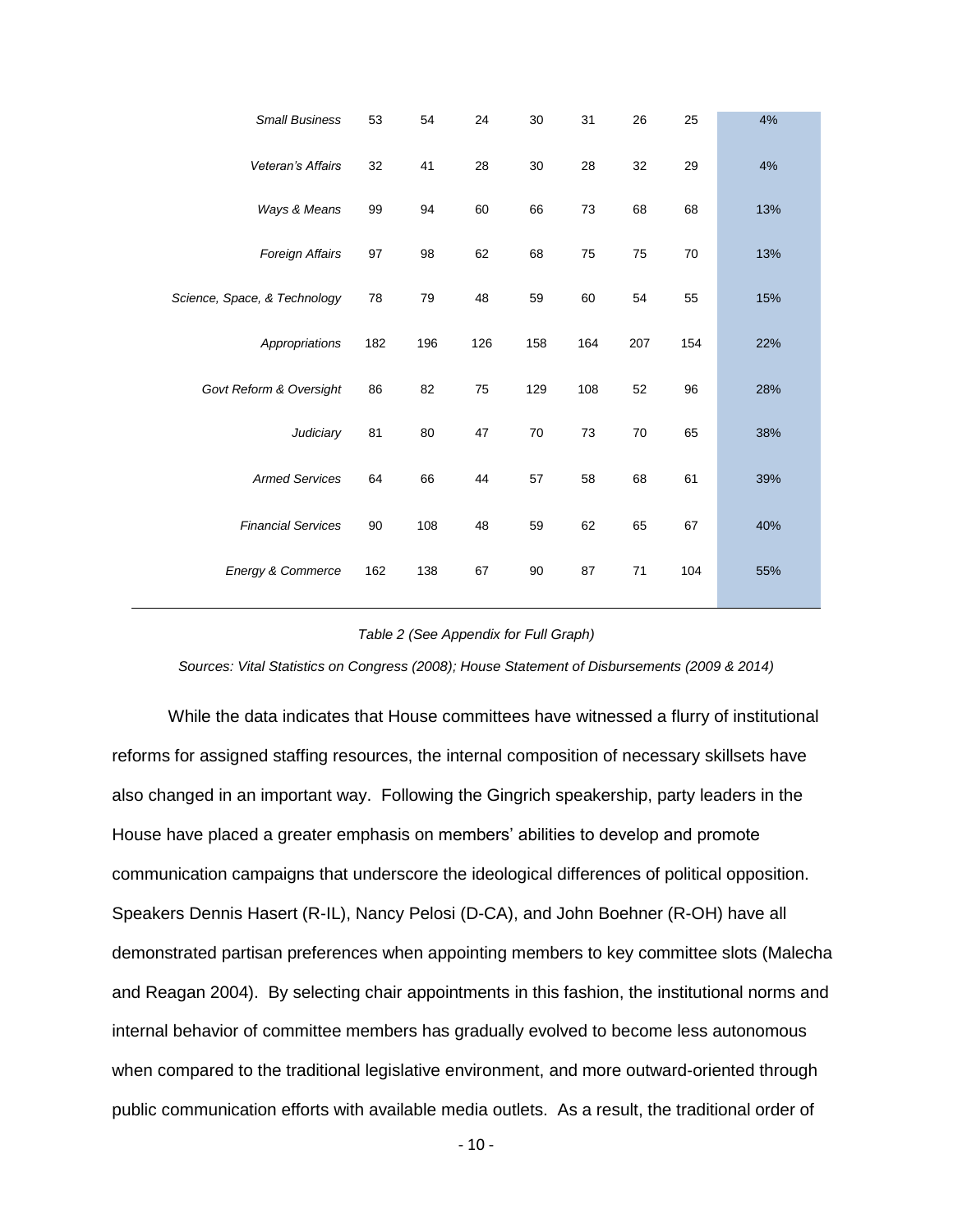| | | | | | | | | |
|---|---|---|---|---|---|---|---|---|
| *Small Business* | 53 | 54 | 24 | 30 | 31 | 26 | 25 | 4% |
| *Veteran's Affairs* | 32 | 41 | 28 | 30 | 28 | 32 | 29 | 4% |
| *Ways & Means* | 99 | 94 | 60 | 66 | 73 | 68 | 68 | 13% |
| *Foreign Affairs* | 97 | 98 | 62 | 68 | 75 | 75 | 70 | 13% |
| *Science, Space, & Technology* | 78 | 79 | 48 | 59 | 60 | 54 | 55 | 15% |
| *Appropriations* | 182 | 196 | 126 | 158 | 164 | 207 | 154 | 22% |
| *Govt Reform & Oversight* | 86 | 82 | 75 | 129 | 108 | 52 | 96 | 28% |
| *Judiciary* | 81 | 80 | 47 | 70 | 73 | 70 | 65 | 38% |
| *Armed Services* | 64 | 66 | 44 | 57 | 58 | 68 | 61 | 39% |
| *Financial Services* | 90 | 108 | 48 | 59 | 62 | 65 | 67 | 40% |
| *Energy & Commerce* | 162 | 138 | 67 | 90 | 87 | 71 | 104 | 55% |

*Table 2 (See Appendix for Full Graph)*

*Sources: Vital Statistics on Congress (2008); House Statement of Disbursements (2009 & 2014)*

While the data indicates that House committees have witnessed a flurry of institutional reforms for assigned staffing resources, the internal composition of necessary skillsets have also changed in an important way. Following the Gingrich speakership, party leaders in the House have placed a greater emphasis on members' abilities to develop and promote communication campaigns that underscore the ideological differences of political opposition. Speakers Dennis Hasert (R-IL), Nancy Pelosi (D-CA), and John Boehner (R-OH) have all demonstrated partisan preferences when appointing members to key committee slots (Malecha and Reagan 2004). By selecting chair appointments in this fashion, the institutional norms and internal behavior of committee members has gradually evolved to become less autonomous when compared to the traditional legislative environment, and more outward-oriented through public communication efforts with available media outlets. As a result, the traditional order of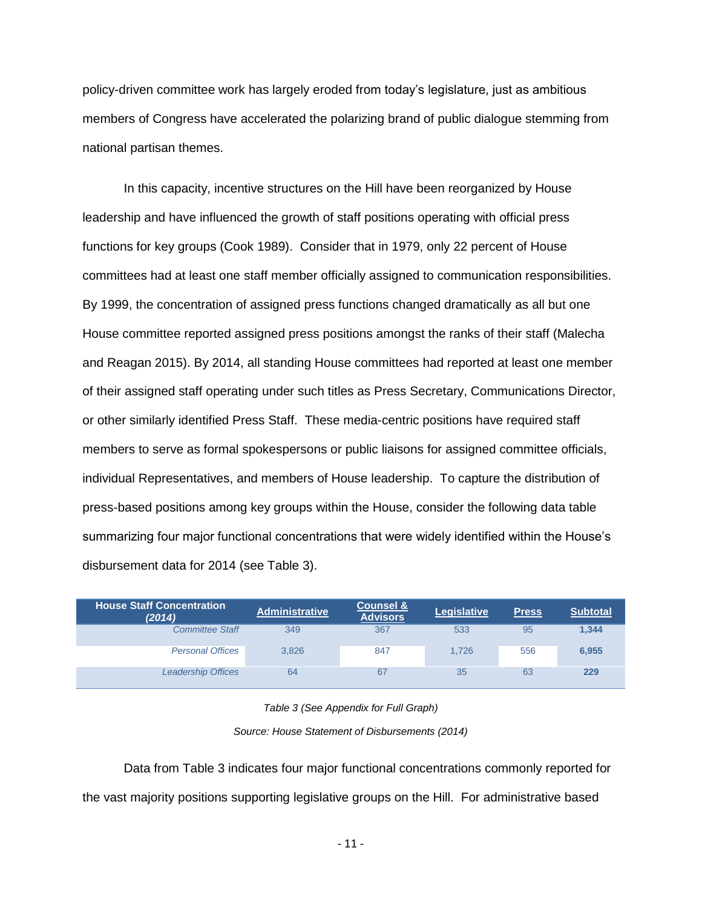policy-driven committee work has largely eroded from today's legislature, just as ambitious members of Congress have accelerated the polarizing brand of public dialogue stemming from national partisan themes.

In this capacity, incentive structures on the Hill have been reorganized by House leadership and have influenced the growth of staff positions operating with official press functions for key groups (Cook 1989). Consider that in 1979, only 22 percent of House committees had at least one staff member officially assigned to communication responsibilities. By 1999, the concentration of assigned press functions changed dramatically as all but one House committee reported assigned press positions amongst the ranks of their staff (Malecha and Reagan 2015). By 2014, all standing House committees had reported at least one member of their assigned staff operating under such titles as Press Secretary, Communications Director, or other similarly identified Press Staff. These media-centric positions have required staff members to serve as formal spokespersons or public liaisons for assigned committee officials, individual Representatives, and members of House leadership. To capture the distribution of press-based positions among key groups within the House, consider the following data table summarizing four major functional concentrations that were widely identified within the House's disbursement data for 2014 (see Table 3).

| **House Staff Concentration *(2014)*** | **Administrative** | **Counsel & Advisors** | **Legislative** | **Press** | **Subtotal** |
|---|---|---|---|---|---|
| *Committee Staff* | 349 | 367 | 533 | 95 | **1,344** |
| *Personal Offices* | 3,826 | 847 | 1,726 | 556 | **6,955** |
| *Leadership Offices* | 64 | 67 | 35 | 63 | **229** |

*Table 3 (See Appendix for Full Graph)*

*Source: House Statement of Disbursements (2014)*

Data from Table 3 indicates four major functional concentrations commonly reported for the vast majority positions supporting legislative groups on the Hill. For administrative based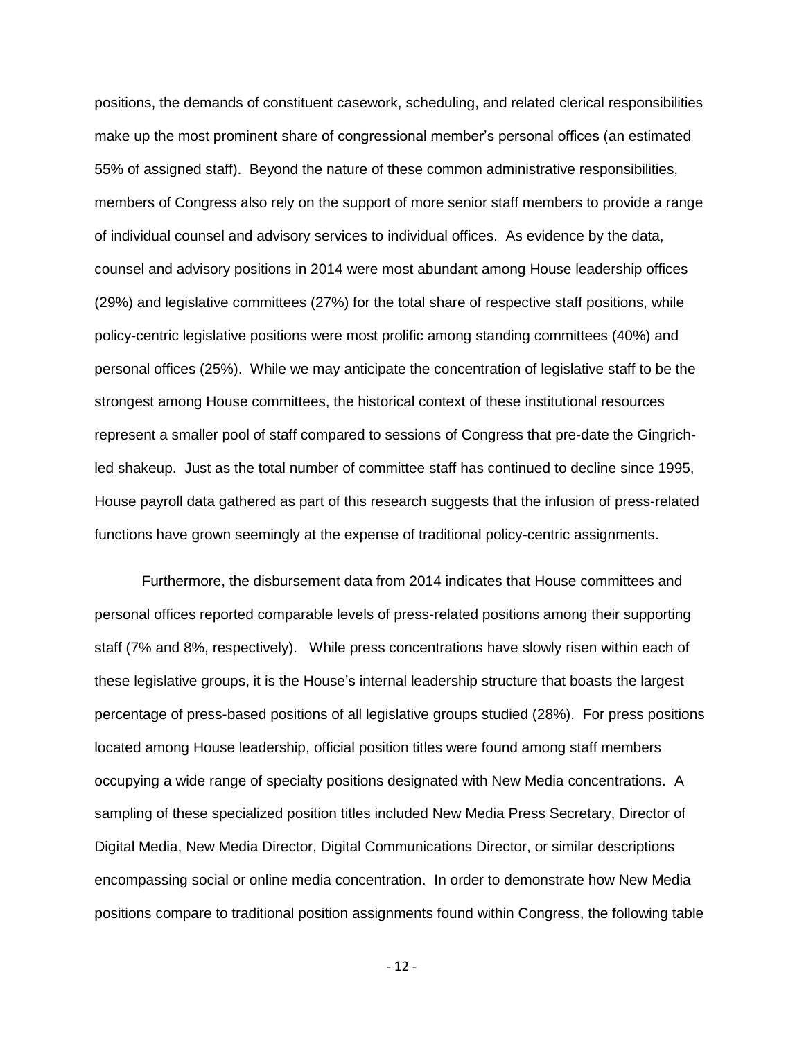positions, the demands of constituent casework, scheduling, and related clerical responsibilities make up the most prominent share of congressional member's personal offices (an estimated 55% of assigned staff). Beyond the nature of these common administrative responsibilities, members of Congress also rely on the support of more senior staff members to provide a range of individual counsel and advisory services to individual offices. As evidence by the data, counsel and advisory positions in 2014 were most abundant among House leadership offices (29%) and legislative committees (27%) for the total share of respective staff positions, while policy-centric legislative positions were most prolific among standing committees (40%) and personal offices (25%). While we may anticipate the concentration of legislative staff to be the strongest among House committees, the historical context of these institutional resources represent a smaller pool of staff compared to sessions of Congress that pre-date the Gingrich-led shakeup. Just as the total number of committee staff has continued to decline since 1995, House payroll data gathered as part of this research suggests that the infusion of press-related functions have grown seemingly at the expense of traditional policy-centric assignments.

Furthermore, the disbursement data from 2014 indicates that House committees and personal offices reported comparable levels of press-related positions among their supporting staff (7% and 8%, respectively). While press concentrations have slowly risen within each of these legislative groups, it is the House's internal leadership structure that boasts the largest percentage of press-based positions of all legislative groups studied (28%). For press positions located among House leadership, official position titles were found among staff members occupying a wide range of specialty positions designated with New Media concentrations. A sampling of these specialized position titles included New Media Press Secretary, Director of Digital Media, New Media Director, Digital Communications Director, or similar descriptions encompassing social or online media concentration. In order to demonstrate how New Media positions compare to traditional position assignments found within Congress, the following table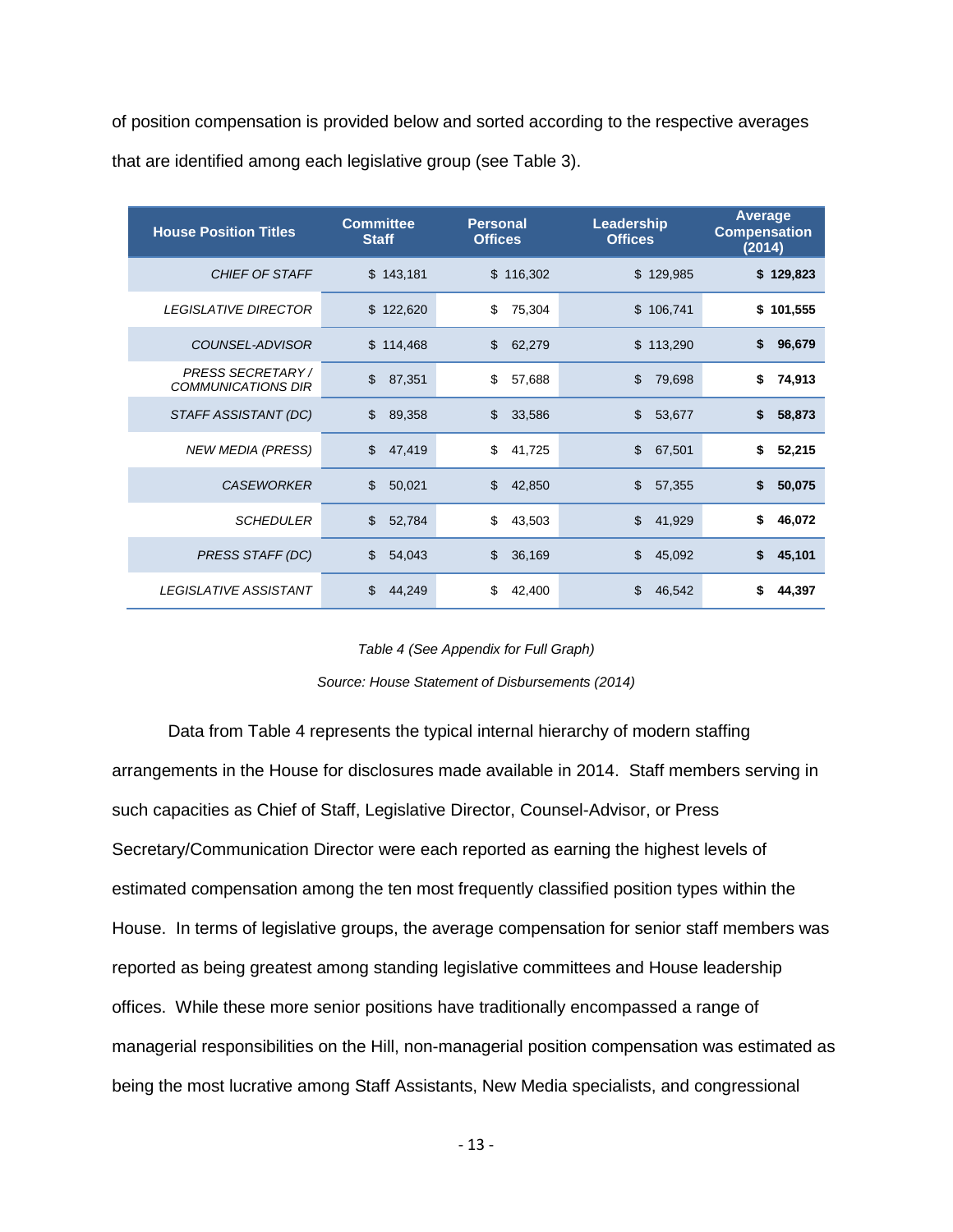of position compensation is provided below and sorted according to the respective averages that are identified among each legislative group (see Table 3).

| House Position Titles | Committee Staff | Personal Offices | Leadership Offices | Average Compensation (2014) |
|---|---|---|---|---|
| *CHIEF OF STAFF* | $ 143,181 | $ 116,302 | $ 129,985 | **$ 129,823** |
| *LEGISLATIVE DIRECTOR* | $ 122,620 | $ 75,304 | $ 106,741 | **$ 101,555** |
| *COUNSEL-ADVISOR* | $ 114,468 | $ 62,279 | $ 113,290 | **$ 96,679** |
| *PRESS SECRETARY / COMMUNICATIONS DIR* | $ 87,351 | $ 57,688 | $ 79,698 | **$ 74,913** |
| *STAFF ASSISTANT (DC)* | $ 89,358 | $ 33,586 | $ 53,677 | **$ 58,873** |
| *NEW MEDIA (PRESS)* | $ 47,419 | $ 41,725 | $ 67,501 | **$ 52,215** |
| *CASEWORKER* | $ 50,021 | $ 42,850 | $ 57,355 | **$ 50,075** |
| *SCHEDULER* | $ 52,784 | $ 43,503 | $ 41,929 | **$ 46,072** |
| *PRESS STAFF (DC)* | $ 54,043 | $ 36,169 | $ 45,092 | **$ 45,101** |
| *LEGISLATIVE ASSISTANT* | $ 44,249 | $ 42,400 | $ 46,542 | **$ 44,397** |

*Table 4 (See Appendix for Full Graph)*

*Source: House Statement of Disbursements (2014)*

Data from Table 4 represents the typical internal hierarchy of modern staffing arrangements in the House for disclosures made available in 2014. Staff members serving in such capacities as Chief of Staff, Legislative Director, Counsel-Advisor, or Press Secretary/Communication Director were each reported as earning the highest levels of estimated compensation among the ten most frequently classified position types within the House. In terms of legislative groups, the average compensation for senior staff members was reported as being greatest among standing legislative committees and House leadership offices. While these more senior positions have traditionally encompassed a range of managerial responsibilities on the Hill, non-managerial position compensation was estimated as being the most lucrative among Staff Assistants, New Media specialists, and congressional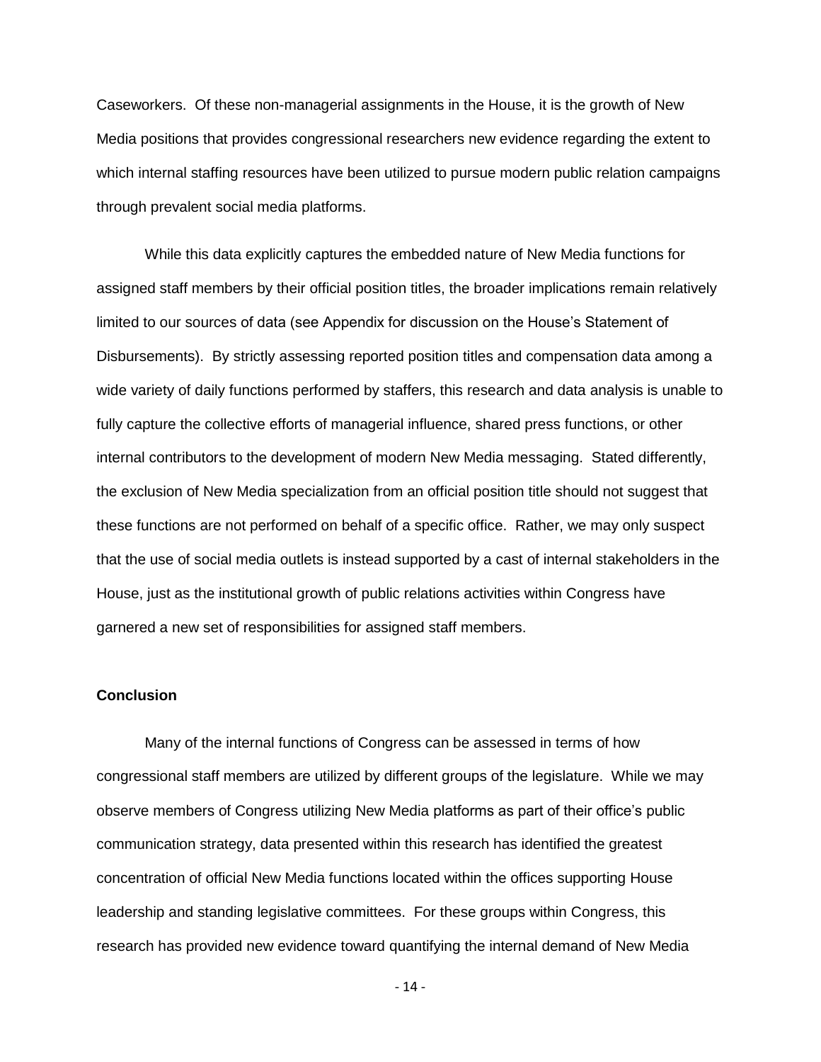Caseworkers. Of these non-managerial assignments in the House, it is the growth of New Media positions that provides congressional researchers new evidence regarding the extent to which internal staffing resources have been utilized to pursue modern public relation campaigns through prevalent social media platforms.

While this data explicitly captures the embedded nature of New Media functions for assigned staff members by their official position titles, the broader implications remain relatively limited to our sources of data (see Appendix for discussion on the House's Statement of Disbursements). By strictly assessing reported position titles and compensation data among a wide variety of daily functions performed by staffers, this research and data analysis is unable to fully capture the collective efforts of managerial influence, shared press functions, or other internal contributors to the development of modern New Media messaging. Stated differently, the exclusion of New Media specialization from an official position title should not suggest that these functions are not performed on behalf of a specific office. Rather, we may only suspect that the use of social media outlets is instead supported by a cast of internal stakeholders in the House, just as the institutional growth of public relations activities within Congress have garnered a new set of responsibilities for assigned staff members.

## Conclusion

Many of the internal functions of Congress can be assessed in terms of how congressional staff members are utilized by different groups of the legislature. While we may observe members of Congress utilizing New Media platforms as part of their office's public communication strategy, data presented within this research has identified the greatest concentration of official New Media functions located within the offices supporting House leadership and standing legislative committees. For these groups within Congress, this research has provided new evidence toward quantifying the internal demand of New Media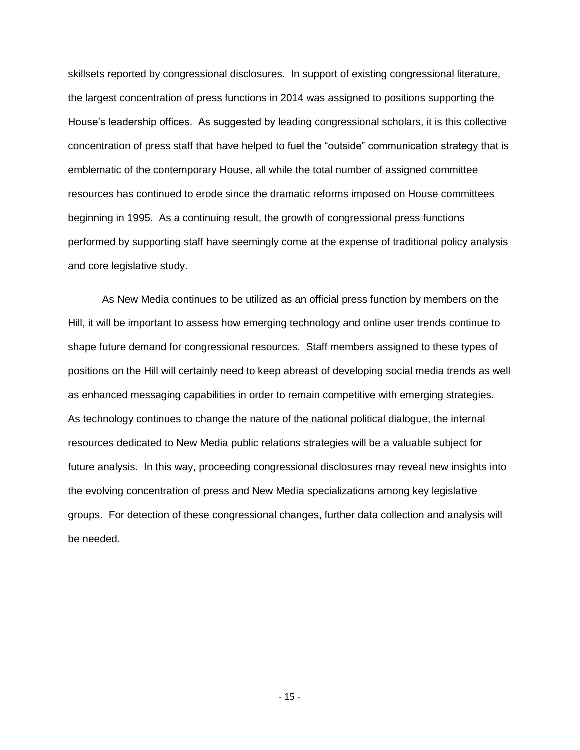skillsets reported by congressional disclosures. In support of existing congressional literature, the largest concentration of press functions in 2014 was assigned to positions supporting the House's leadership offices. As suggested by leading congressional scholars, it is this collective concentration of press staff that have helped to fuel the "outside" communication strategy that is emblematic of the contemporary House, all while the total number of assigned committee resources has continued to erode since the dramatic reforms imposed on House committees beginning in 1995. As a continuing result, the growth of congressional press functions performed by supporting staff have seemingly come at the expense of traditional policy analysis and core legislative study.

As New Media continues to be utilized as an official press function by members on the Hill, it will be important to assess how emerging technology and online user trends continue to shape future demand for congressional resources. Staff members assigned to these types of positions on the Hill will certainly need to keep abreast of developing social media trends as well as enhanced messaging capabilities in order to remain competitive with emerging strategies. As technology continues to change the nature of the national political dialogue, the internal resources dedicated to New Media public relations strategies will be a valuable subject for future analysis. In this way, proceeding congressional disclosures may reveal new insights into the evolving concentration of press and New Media specializations among key legislative groups. For detection of these congressional changes, further data collection and analysis will be needed.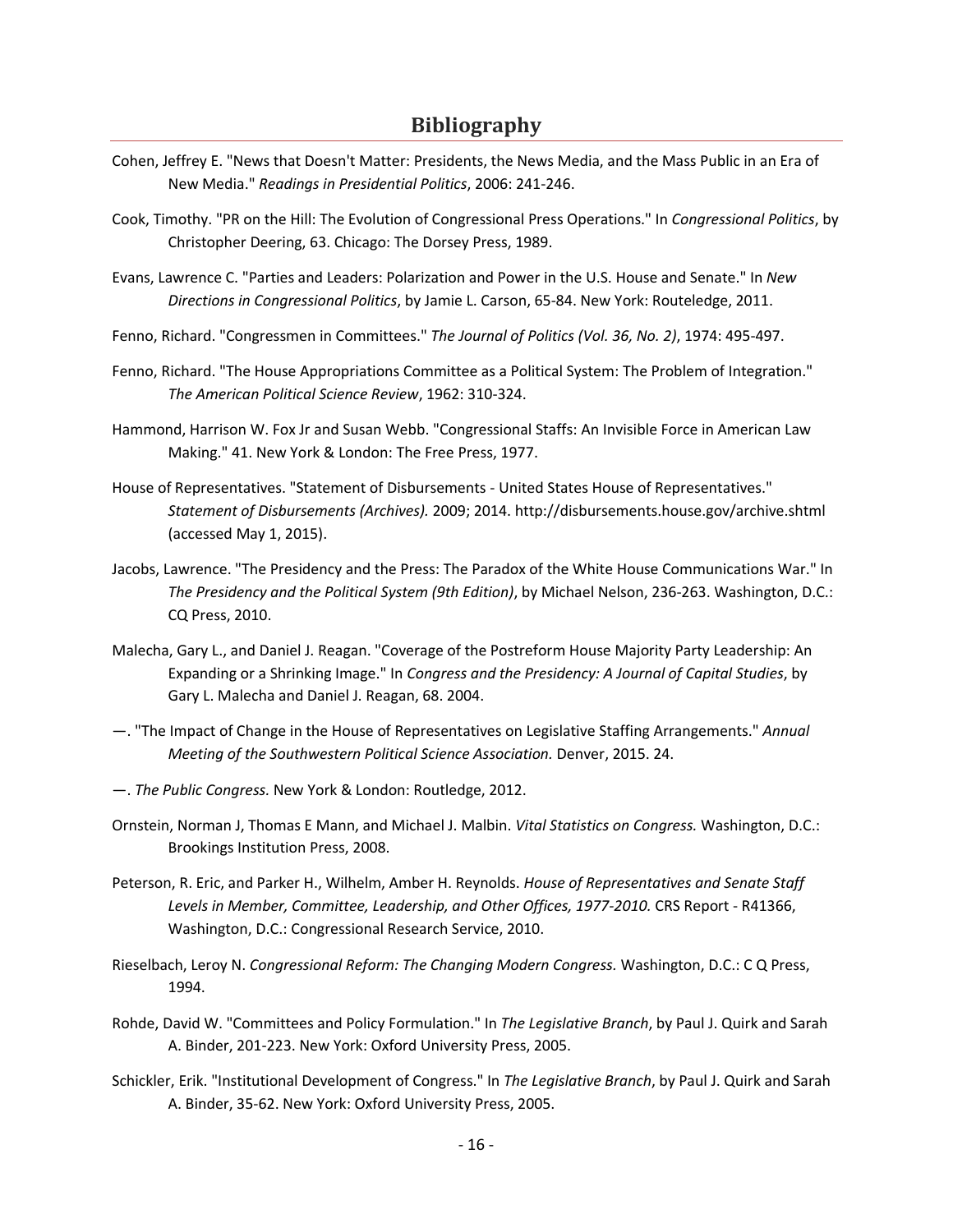## Bibliography

Cohen, Jeffrey E. "News that Doesn't Matter: Presidents, the News Media, and the Mass Public in an Era of New Media." *Readings in Presidential Politics*, 2006: 241-246.

Cook, Timothy. "PR on the Hill: The Evolution of Congressional Press Operations." In *Congressional Politics*, by Christopher Deering, 63. Chicago: The Dorsey Press, 1989.

Evans, Lawrence C. "Parties and Leaders: Polarization and Power in the U.S. House and Senate." In *New Directions in Congressional Politics*, by Jamie L. Carson, 65-84. New York: Routeledge, 2011.

Fenno, Richard. "Congressmen in Committees." *The Journal of Politics (Vol. 36, No. 2)*, 1974: 495-497.

Fenno, Richard. "The House Appropriations Committee as a Political System: The Problem of Integration." *The American Political Science Review*, 1962: 310-324.

Hammond, Harrison W. Fox Jr and Susan Webb. "Congressional Staffs: An Invisible Force in American Law Making." 41. New York & London: The Free Press, 1977.

House of Representatives. "Statement of Disbursements - United States House of Representatives." *Statement of Disbursements (Archives).* 2009; 2014. http://disbursements.house.gov/archive.shtml (accessed May 1, 2015).

Jacobs, Lawrence. "The Presidency and the Press: The Paradox of the White House Communications War." In *The Presidency and the Political System (9th Edition)*, by Michael Nelson, 236-263. Washington, D.C.: CQ Press, 2010.

Malecha, Gary L., and Daniel J. Reagan. "Coverage of the Postreform House Majority Party Leadership: An Expanding or a Shrinking Image." In *Congress and the Presidency: A Journal of Capital Studies*, by Gary L. Malecha and Daniel J. Reagan, 68. 2004.

—. "The Impact of Change in the House of Representatives on Legislative Staffing Arrangements." *Annual Meeting of the Southwestern Political Science Association.* Denver, 2015. 24.

—. *The Public Congress.* New York & London: Routledge, 2012.

Ornstein, Norman J, Thomas E Mann, and Michael J. Malbin. *Vital Statistics on Congress.* Washington, D.C.: Brookings Institution Press, 2008.

Peterson, R. Eric, and Parker H., Wilhelm, Amber H. Reynolds. *House of Representatives and Senate Staff Levels in Member, Committee, Leadership, and Other Offices, 1977-2010.* CRS Report - R41366, Washington, D.C.: Congressional Research Service, 2010.

Rieselbach, Leroy N. *Congressional Reform: The Changing Modern Congress.* Washington, D.C.: C Q Press, 1994.

Rohde, David W. "Committees and Policy Formulation." In *The Legislative Branch*, by Paul J. Quirk and Sarah A. Binder, 201-223. New York: Oxford University Press, 2005.

Schickler, Erik. "Institutional Development of Congress." In *The Legislative Branch*, by Paul J. Quirk and Sarah A. Binder, 35-62. New York: Oxford University Press, 2005.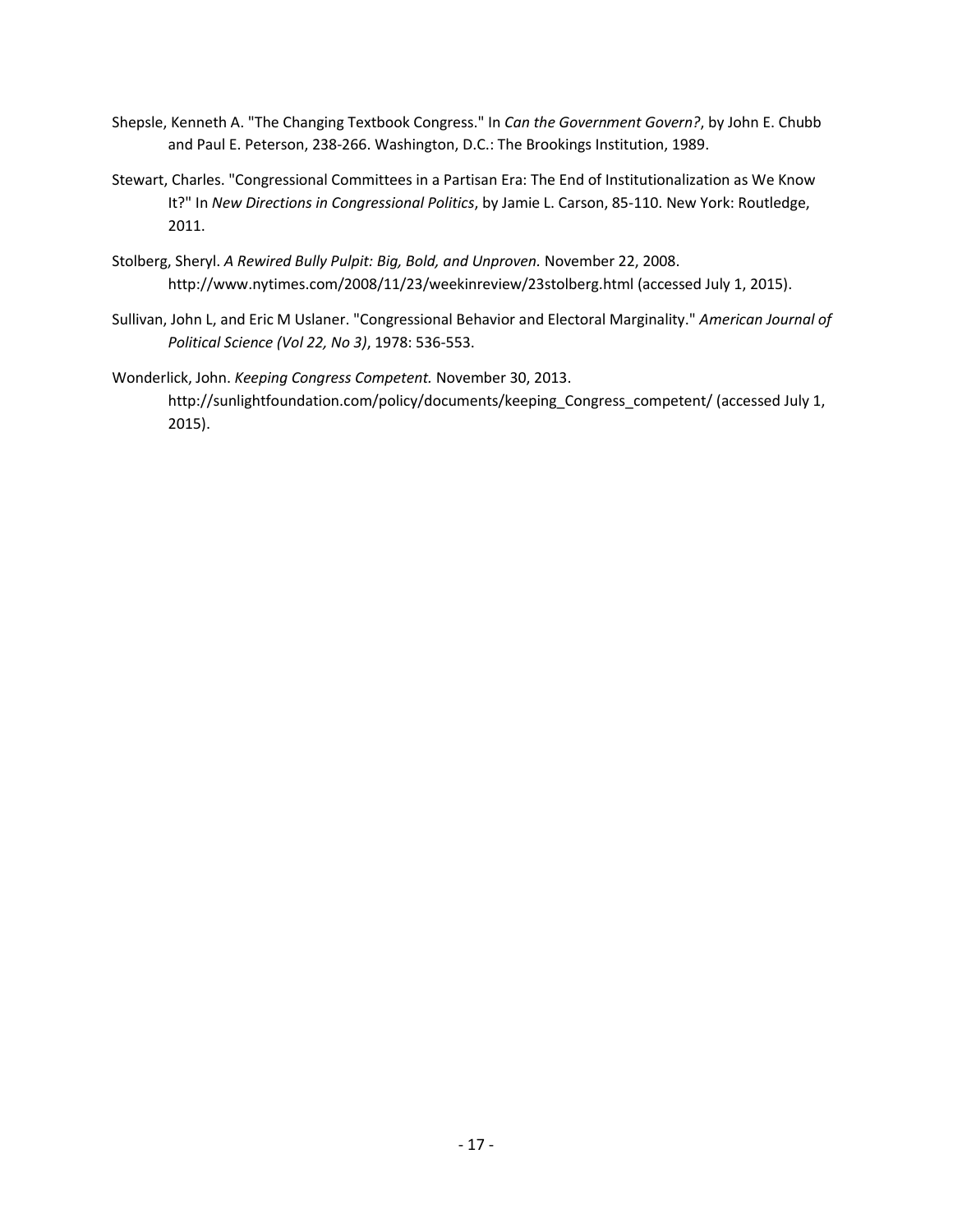Shepsle, Kenneth A. "The Changing Textbook Congress." In *Can the Government Govern?*, by John E. Chubb and Paul E. Peterson, 238-266. Washington, D.C.: The Brookings Institution, 1989.

Stewart, Charles. "Congressional Committees in a Partisan Era: The End of Institutionalization as We Know It?" In *New Directions in Congressional Politics*, by Jamie L. Carson, 85-110. New York: Routledge, 2011.

Stolberg, Sheryl. *A Rewired Bully Pulpit: Big, Bold, and Unproven.* November 22, 2008. http://www.nytimes.com/2008/11/23/weekinreview/23stolberg.html (accessed July 1, 2015).

Sullivan, John L, and Eric M Uslaner. "Congressional Behavior and Electoral Marginality." *American Journal of Political Science (Vol 22, No 3)*, 1978: 536-553.

Wonderlick, John. *Keeping Congress Competent.* November 30, 2013. http://sunlightfoundation.com/policy/documents/keeping_Congress_competent/ (accessed July 1, 2015).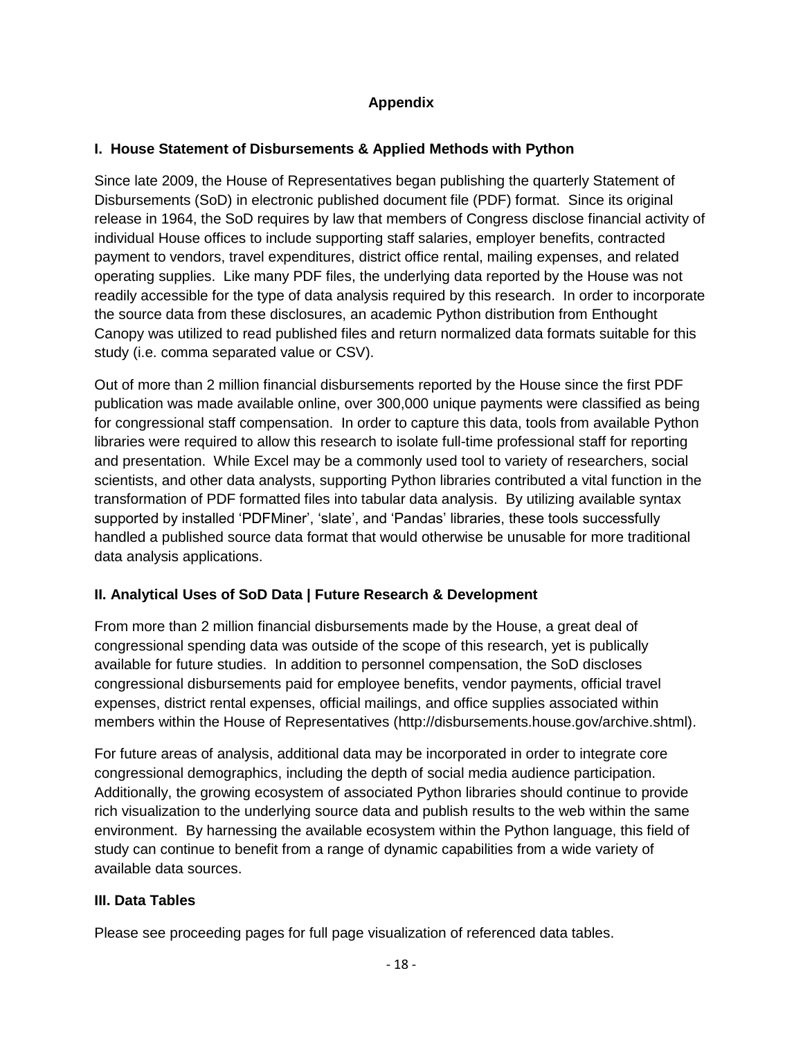# Appendix

## I. House Statement of Disbursements & Applied Methods with Python

Since late 2009, the House of Representatives began publishing the quarterly Statement of Disbursements (SoD) in electronic published document file (PDF) format. Since its original release in 1964, the SoD requires by law that members of Congress disclose financial activity of individual House offices to include supporting staff salaries, employer benefits, contracted payment to vendors, travel expenditures, district office rental, mailing expenses, and related operating supplies. Like many PDF files, the underlying data reported by the House was not readily accessible for the type of data analysis required by this research. In order to incorporate the source data from these disclosures, an academic Python distribution from Enthought Canopy was utilized to read published files and return normalized data formats suitable for this study (i.e. comma separated value or CSV).

Out of more than 2 million financial disbursements reported by the House since the first PDF publication was made available online, over 300,000 unique payments were classified as being for congressional staff compensation. In order to capture this data, tools from available Python libraries were required to allow this research to isolate full-time professional staff for reporting and presentation. While Excel may be a commonly used tool to variety of researchers, social scientists, and other data analysts, supporting Python libraries contributed a vital function in the transformation of PDF formatted files into tabular data analysis. By utilizing available syntax supported by installed 'PDFMiner', 'slate', and 'Pandas' libraries, these tools successfully handled a published source data format that would otherwise be unusable for more traditional data analysis applications.

## II. Analytical Uses of SoD Data | Future Research & Development

From more than 2 million financial disbursements made by the House, a great deal of congressional spending data was outside of the scope of this research, yet is publically available for future studies. In addition to personnel compensation, the SoD discloses congressional disbursements paid for employee benefits, vendor payments, official travel expenses, district rental expenses, official mailings, and office supplies associated within members within the House of Representatives (http://disbursements.house.gov/archive.shtml).

For future areas of analysis, additional data may be incorporated in order to integrate core congressional demographics, including the depth of social media audience participation. Additionally, the growing ecosystem of associated Python libraries should continue to provide rich visualization to the underlying source data and publish results to the web within the same environment. By harnessing the available ecosystem within the Python language, this field of study can continue to benefit from a range of dynamic capabilities from a wide variety of available data sources.

## III. Data Tables

Please see proceeding pages for full page visualization of referenced data tables.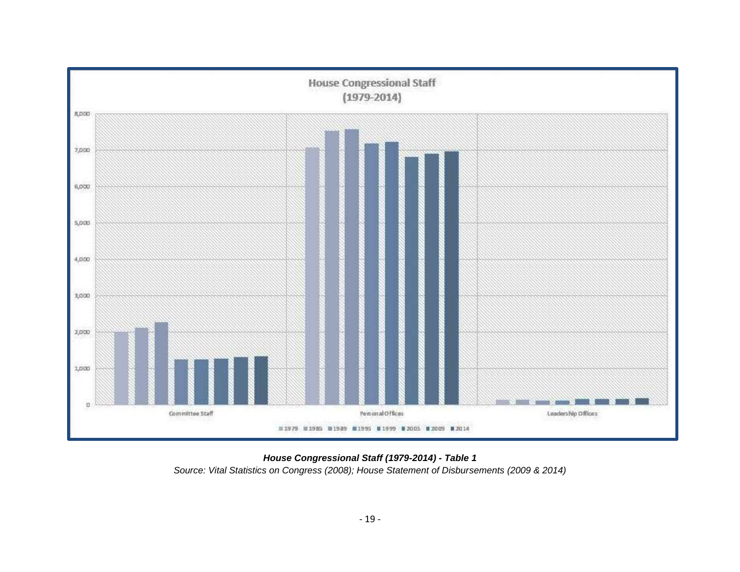***House Congressional Staff (1979-2014) - Table 1***

*Source: Vital Statistics on Congress (2008); House Statement of Disbursements (2009 & 2014)*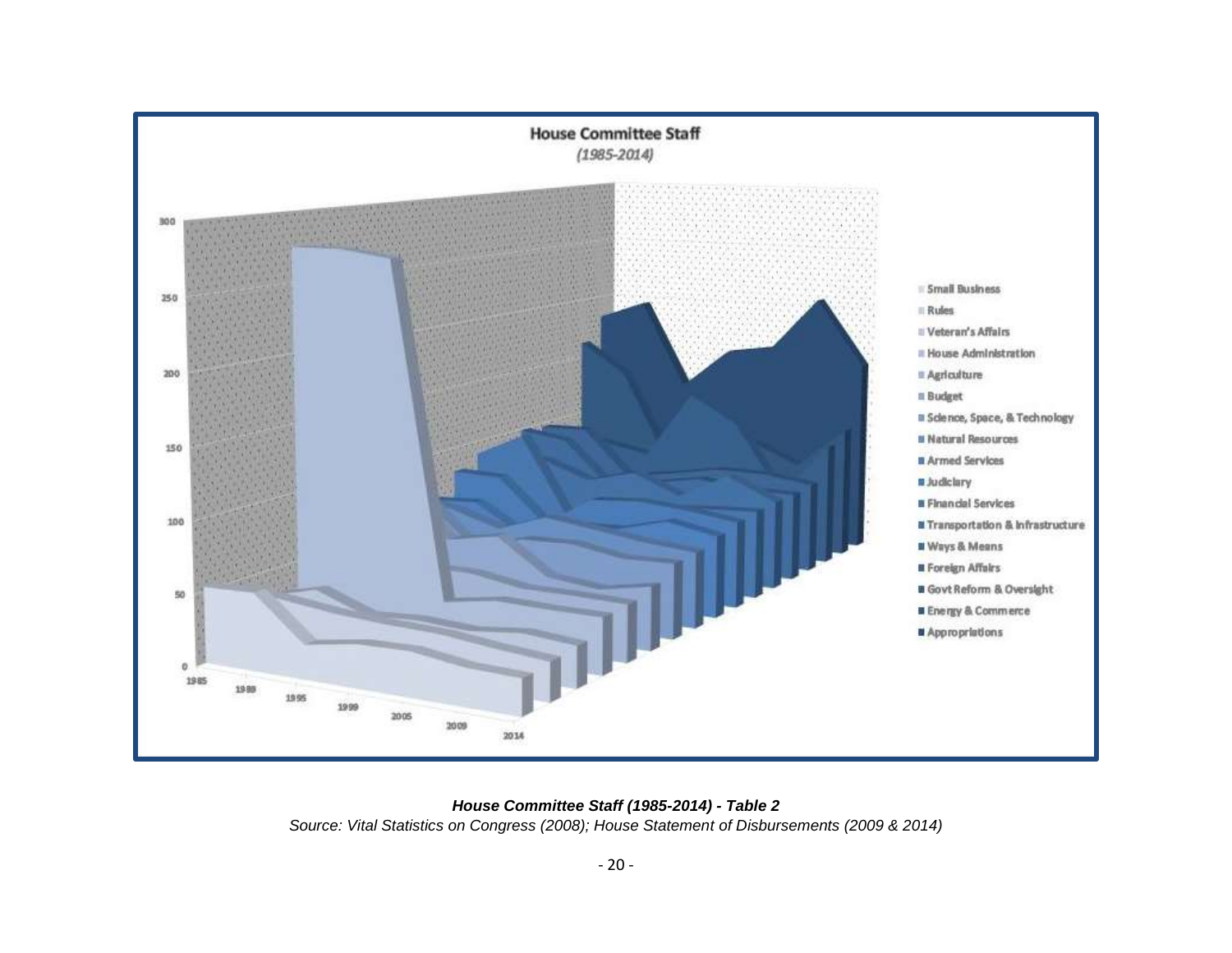**House Committee Staff**

*(1985-2014)*

Small Business, Rules, Veteran's Affairs, House Administration, Agriculture, Budget, Science, Space, & Technology, Natural Resources, Armed Services, Judiciary, Financial Services, Transportation & Infrastructure, Ways & Means, Foreign Affairs, Govt Reform & Oversight, Energy & Commerce, Appropriations

***House Committee Staff (1985-2014) - Table 2***

*Source: Vital Statistics on Congress (2008); House Statement of Disbursements (2009 & 2014)*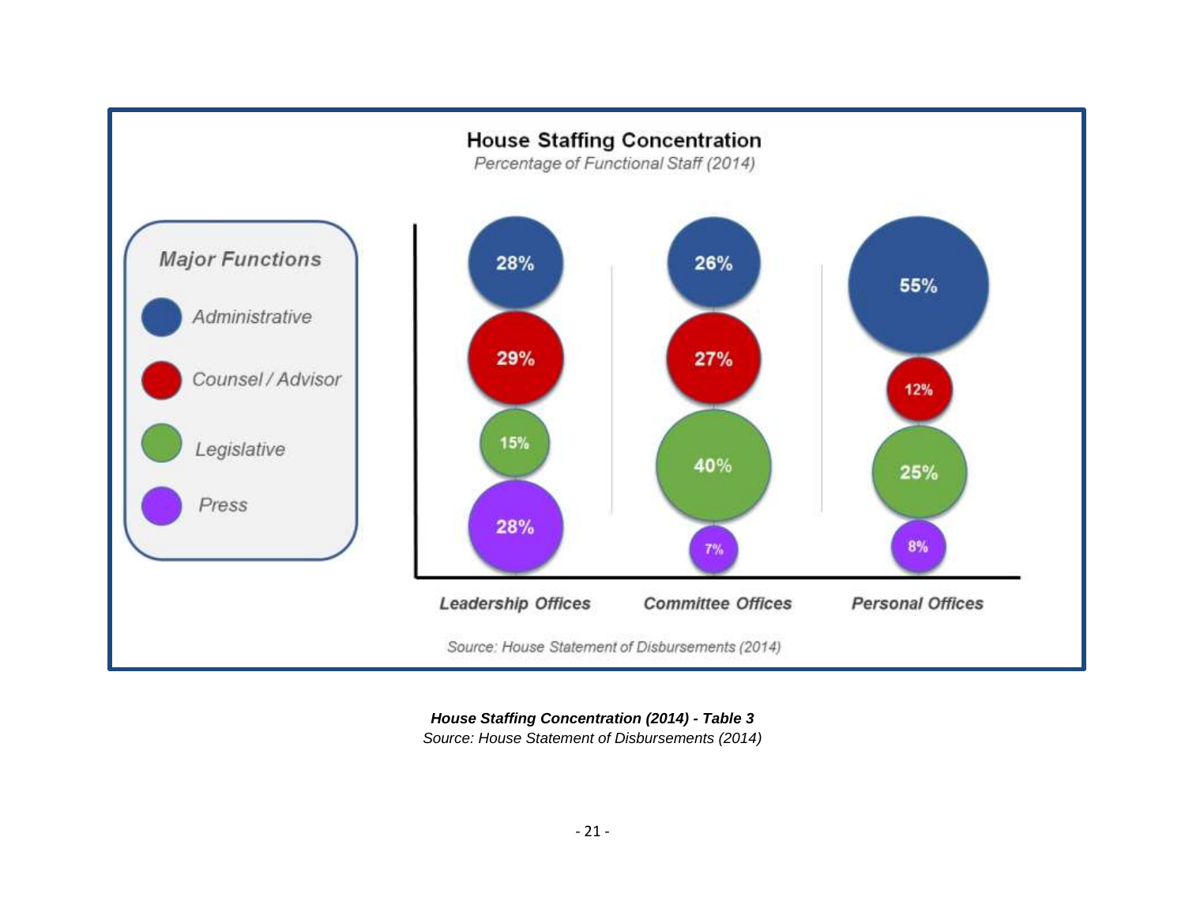## House Staffing Concentration

*Percentage of Functional Staff (2014)*

| Major Functions | Leadership Offices | Committee Offices | Personal Offices |
|---|---|---|---|
| Administrative | 28% | 26% | 55% |
| Counsel / Advisor | 29% | 27% | 12% |
| Legislative | 15% | 40% | 25% |
| Press | 28% | 7% | 8% |

*Source: House Statement of Disbursements (2014)*

***House Staffing Concentration (2014) - Table 3***
*Source: House Statement of Disbursements (2014)*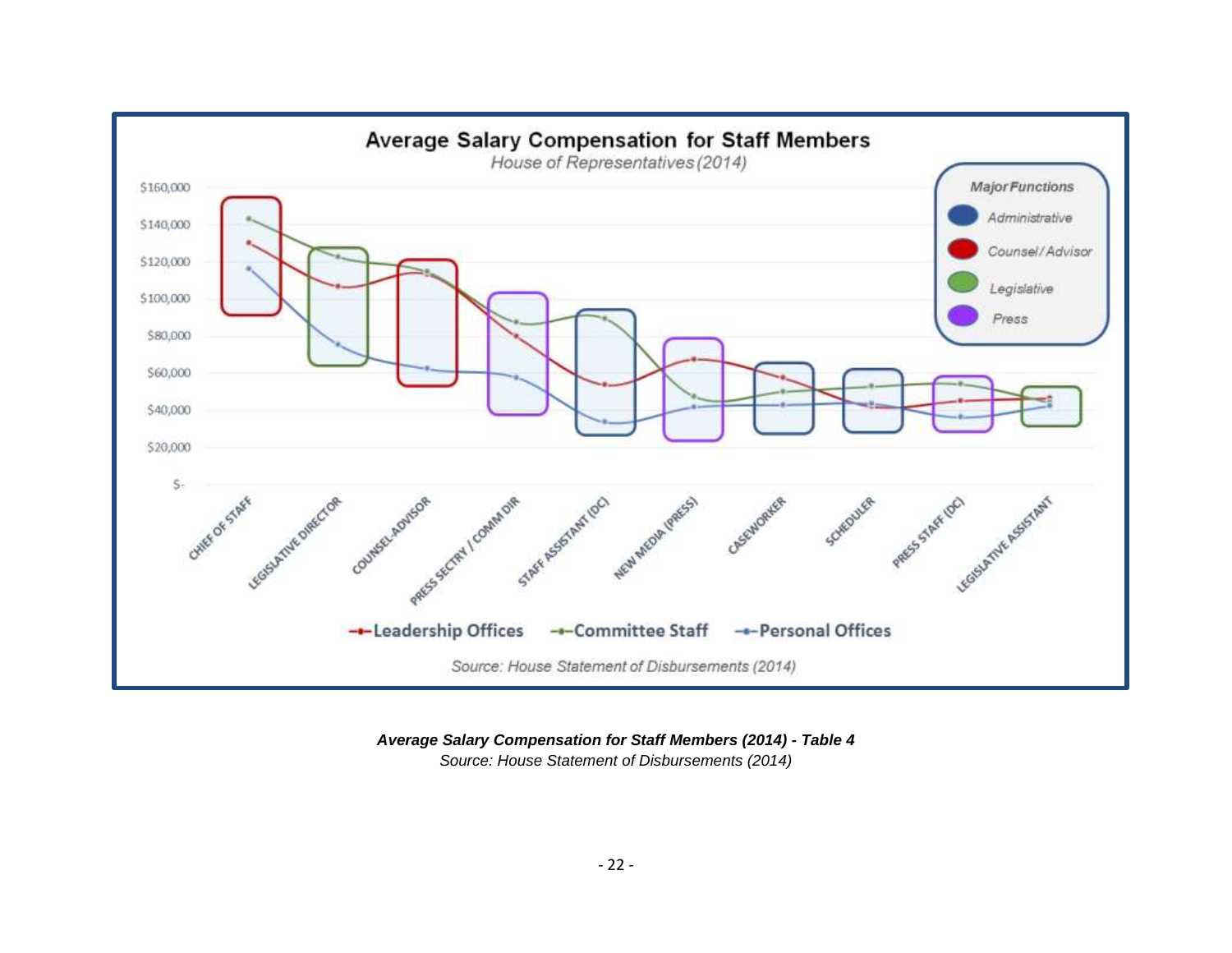Average Salary Compensation for Staff Members

House of Representatives (2014)

$160,000
$140,000
$120,000
$100,000
$80,000
$60,000
$40,000
$20,000
$-

CHIEF OF STAFF
LEGISLATIVE DIRECTOR
COUNSEL-ADVISOR
PRESS SECTRY / COMM DIR
STAFF ASSISTANT (DC)
NEW MEDIA (PRESS)
CASEWORKER
SCHEDULER
PRESS STAFF (DC)
LEGISLATIVE ASSISTANT

Major Functions
Administrative
Counsel/Advisor
Legislative
Press

Leadership Offices
Committee Staff
Personal Offices

Source: House Statement of Disbursements (2014)

***Average Salary Compensation for Staff Members (2014) - Table 4***

*Source: House Statement of Disbursements (2014)*